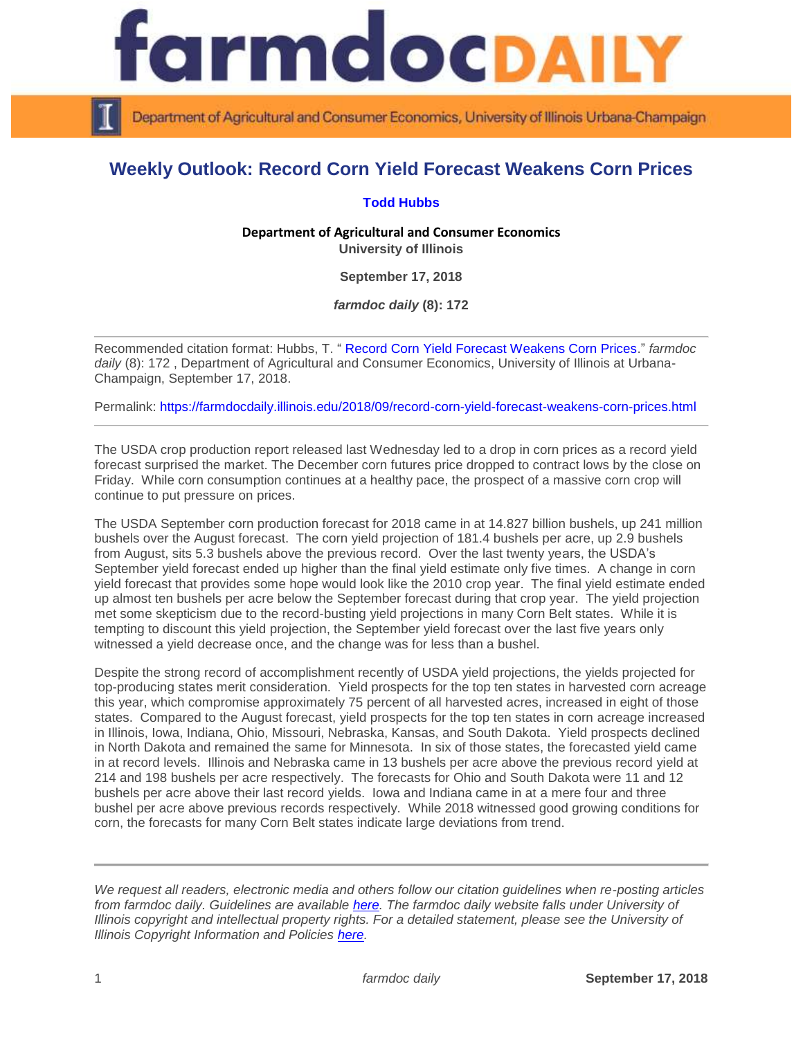# farmdoc DAILY

Department of Agricultural and Consumer Economics, University of Illinois Urbana-Champaign

## Weekly Outlook: Record Corn Yield Forecast Weakens Corn Prices

**Todd Hubbs**

**Department of Agricultural and Consumer Economics**
**University of Illinois**

**September 17, 2018**

***farmdoc daily* (8): 172**

---

Recommended citation format: Hubbs, T. " Record Corn Yield Forecast Weakens Corn Prices." *farmdoc daily* (8): 172 , Department of Agricultural and Consumer Economics, University of Illinois at Urbana-Champaign, September 17, 2018.

Permalink: https://farmdocdaily.illinois.edu/2018/09/record-corn-yield-forecast-weakens-corn-prices.html

---

The USDA crop production report released last Wednesday led to a drop in corn prices as a record yield forecast surprised the market. The December corn futures price dropped to contract lows by the close on Friday. While corn consumption continues at a healthy pace, the prospect of a massive corn crop will continue to put pressure on prices.

The USDA September corn production forecast for 2018 came in at 14.827 billion bushels, up 241 million bushels over the August forecast. The corn yield projection of 181.4 bushels per acre, up 2.9 bushels from August, sits 5.3 bushels above the previous record. Over the last twenty years, the USDA's September yield forecast ended up higher than the final yield estimate only five times. A change in corn yield forecast that provides some hope would look like the 2010 crop year. The final yield estimate ended up almost ten bushels per acre below the September forecast during that crop year. The yield projection met some skepticism due to the record-busting yield projections in many Corn Belt states. While it is tempting to discount this yield projection, the September yield forecast over the last five years only witnessed a yield decrease once, and the change was for less than a bushel.

Despite the strong record of accomplishment recently of USDA yield projections, the yields projected for top-producing states merit consideration. Yield prospects for the top ten states in harvested corn acreage this year, which compromise approximately 75 percent of all harvested acres, increased in eight of those states. Compared to the August forecast, yield prospects for the top ten states in corn acreage increased in Illinois, Iowa, Indiana, Ohio, Missouri, Nebraska, Kansas, and South Dakota. Yield prospects declined in North Dakota and remained the same for Minnesota. In six of those states, the forecasted yield came in at record levels. Illinois and Nebraska came in 13 bushels per acre above the previous record yield at 214 and 198 bushels per acre respectively. The forecasts for Ohio and South Dakota were 11 and 12 bushels per acre above their last record yields. Iowa and Indiana came in at a mere four and three bushel per acre above previous records respectively. While 2018 witnessed good growing conditions for corn, the forecasts for many Corn Belt states indicate large deviations from trend.

---

*We request all readers, electronic media and others follow our citation guidelines when re-posting articles from farmdoc daily. Guidelines are available [here](). The farmdoc daily website falls under University of Illinois copyright and intellectual property rights. For a detailed statement, please see the University of Illinois Copyright Information and Policies [here]().*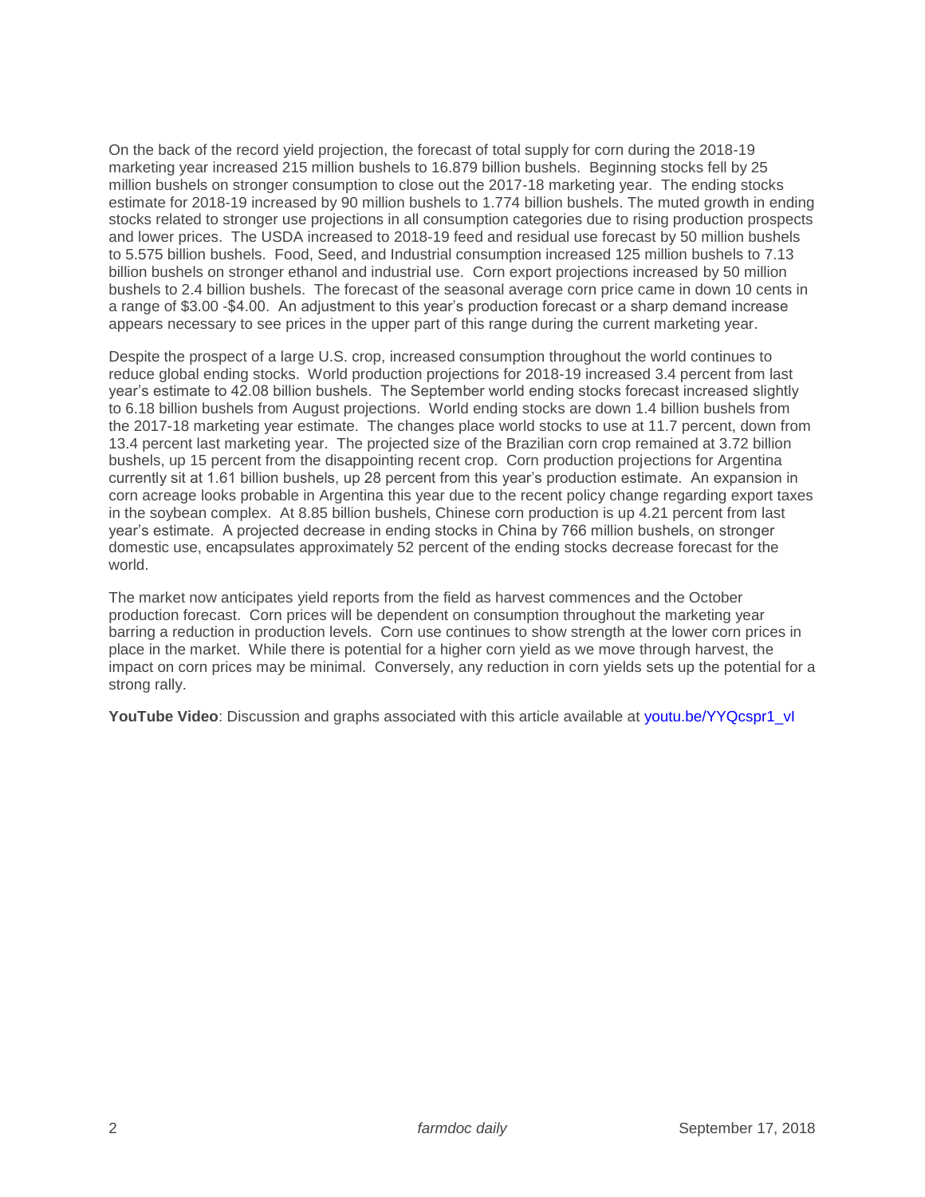On the back of the record yield projection, the forecast of total supply for corn during the 2018-19 marketing year increased 215 million bushels to 16.879 billion bushels. Beginning stocks fell by 25 million bushels on stronger consumption to close out the 2017-18 marketing year. The ending stocks estimate for 2018-19 increased by 90 million bushels to 1.774 billion bushels. The muted growth in ending stocks related to stronger use projections in all consumption categories due to rising production prospects and lower prices. The USDA increased to 2018-19 feed and residual use forecast by 50 million bushels to 5.575 billion bushels. Food, Seed, and Industrial consumption increased 125 million bushels to 7.13 billion bushels on stronger ethanol and industrial use. Corn export projections increased by 50 million bushels to 2.4 billion bushels. The forecast of the seasonal average corn price came in down 10 cents in a range of $3.00 -$4.00. An adjustment to this year's production forecast or a sharp demand increase appears necessary to see prices in the upper part of this range during the current marketing year.

Despite the prospect of a large U.S. crop, increased consumption throughout the world continues to reduce global ending stocks. World production projections for 2018-19 increased 3.4 percent from last year's estimate to 42.08 billion bushels. The September world ending stocks forecast increased slightly to 6.18 billion bushels from August projections. World ending stocks are down 1.4 billion bushels from the 2017-18 marketing year estimate. The changes place world stocks to use at 11.7 percent, down from 13.4 percent last marketing year. The projected size of the Brazilian corn crop remained at 3.72 billion bushels, up 15 percent from the disappointing recent crop. Corn production projections for Argentina currently sit at 1.61 billion bushels, up 28 percent from this year's production estimate. An expansion in corn acreage looks probable in Argentina this year due to the recent policy change regarding export taxes in the soybean complex. At 8.85 billion bushels, Chinese corn production is up 4.21 percent from last year's estimate. A projected decrease in ending stocks in China by 766 million bushels, on stronger domestic use, encapsulates approximately 52 percent of the ending stocks decrease forecast for the world.

The market now anticipates yield reports from the field as harvest commences and the October production forecast. Corn prices will be dependent on consumption throughout the marketing year barring a reduction in production levels. Corn use continues to show strength at the lower corn prices in place in the market. While there is potential for a higher corn yield as we move through harvest, the impact on corn prices may be minimal. Conversely, any reduction in corn yields sets up the potential for a strong rally.

**YouTube Video**: Discussion and graphs associated with this article available at youtu.be/YYQcspr1_vI